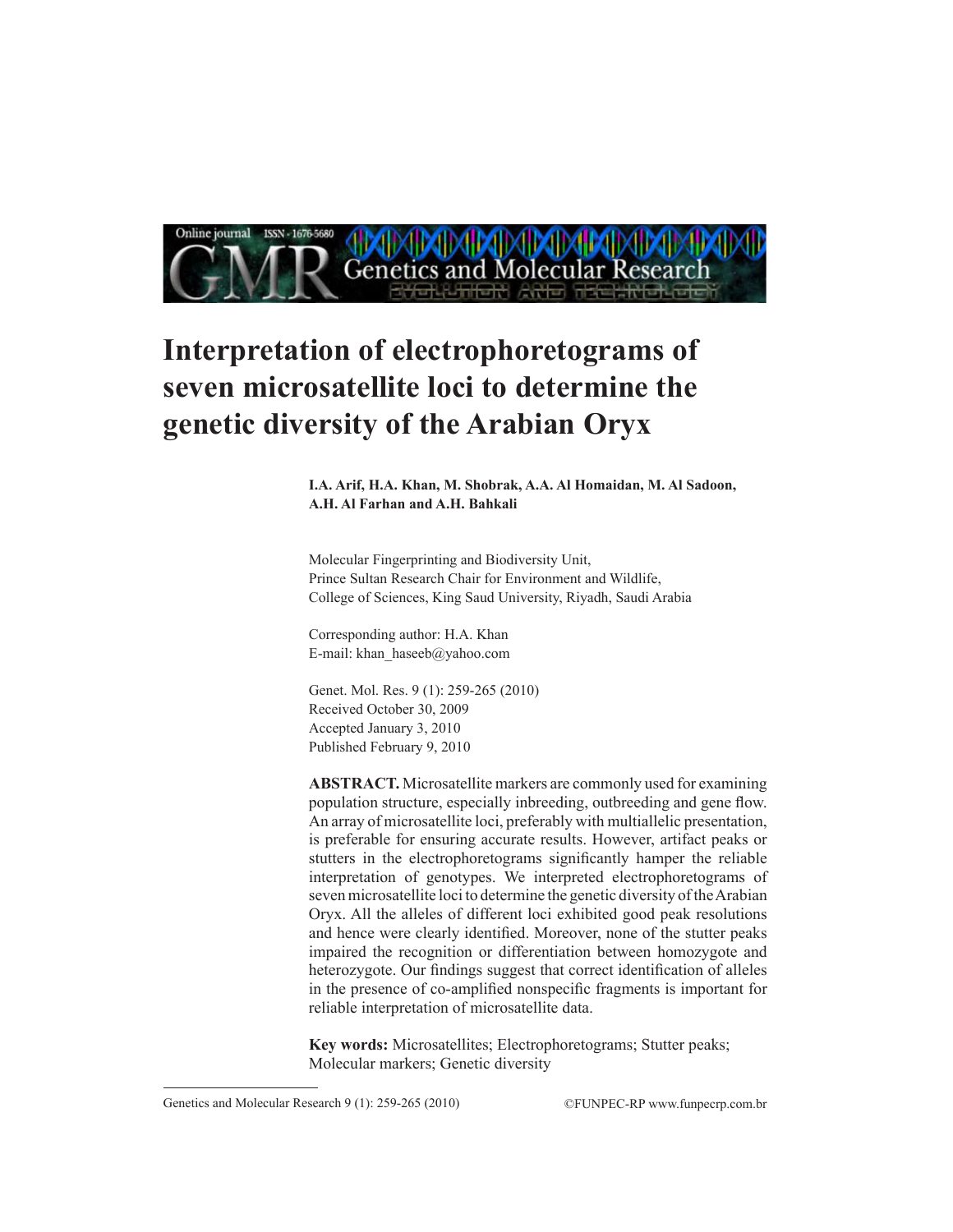# Interpretation of electrophoretograms of seven microsatellite loci to determine the genetic diversity of the Arabian Oryx

**I.A. Arif, H.A. Khan, M. Shobrak, A.A. Al Homaidan, M. Al Sadoon, A.H. Al Farhan and A.H. Bahkali**

Molecular Fingerprinting and Biodiversity Unit,
Prince Sultan Research Chair for Environment and Wildlife,
College of Sciences, King Saud University, Riyadh, Saudi Arabia

Corresponding author: H.A. Khan
E-mail: khan_haseeb@yahoo.com

Genet. Mol. Res. 9 (1): 259-265 (2010)
Received October 30, 2009
Accepted January 3, 2010
Published February 9, 2010

**ABSTRACT.** Microsatellite markers are commonly used for examining population structure, especially inbreeding, outbreeding and gene flow. An array of microsatellite loci, preferably with multiallelic presentation, is preferable for ensuring accurate results. However, artifact peaks or stutters in the electrophoretograms significantly hamper the reliable interpretation of genotypes. We interpreted electrophoretograms of seven microsatellite loci to determine the genetic diversity of the Arabian Oryx. All the alleles of different loci exhibited good peak resolutions and hence were clearly identified. Moreover, none of the stutter peaks impaired the recognition or differentiation between homozygote and heterozygote. Our findings suggest that correct identification of alleles in the presence of co-amplified nonspecific fragments is important for reliable interpretation of microsatellite data.

**Key words:** Microsatellites; Electrophoretograms; Stutter peaks; Molecular markers; Genetic diversity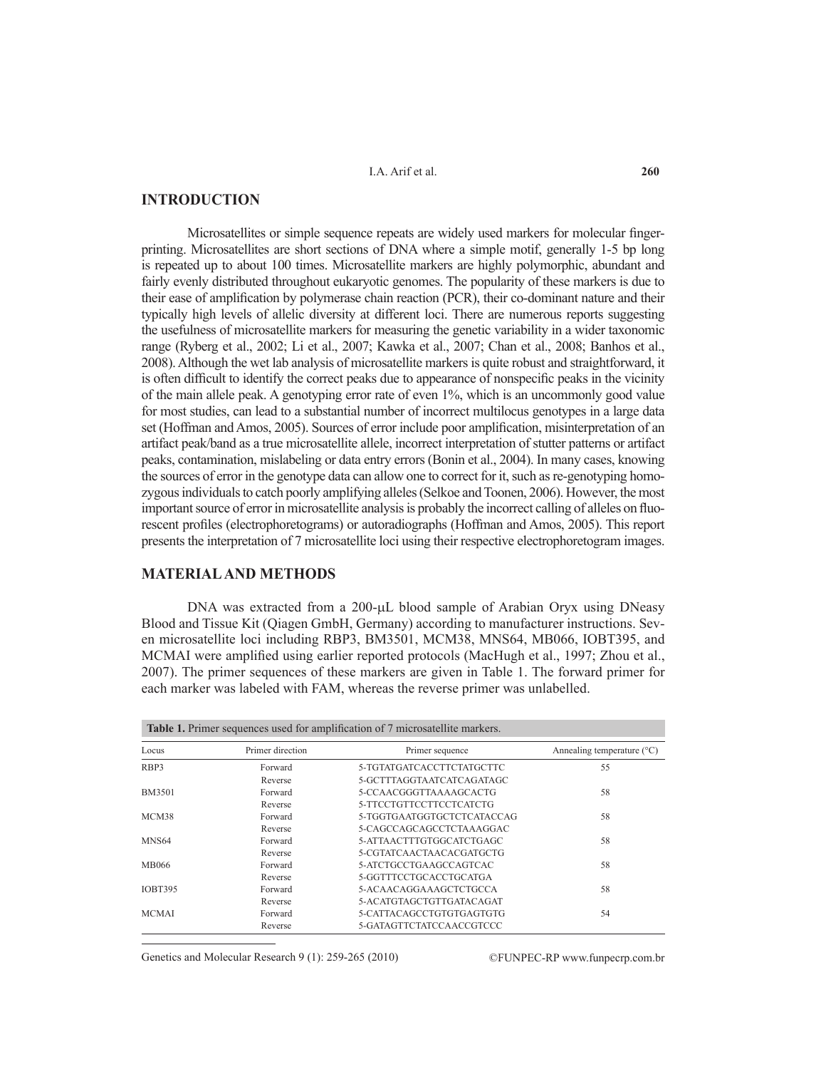## INTRODUCTION

Microsatellites or simple sequence repeats are widely used markers for molecular fingerprinting. Microsatellites are short sections of DNA where a simple motif, generally 1-5 bp long is repeated up to about 100 times. Microsatellite markers are highly polymorphic, abundant and fairly evenly distributed throughout eukaryotic genomes. The popularity of these markers is due to their ease of amplification by polymerase chain reaction (PCR), their co-dominant nature and their typically high levels of allelic diversity at different loci. There are numerous reports suggesting the usefulness of microsatellite markers for measuring the genetic variability in a wider taxonomic range (Ryberg et al., 2002; Li et al., 2007; Kawka et al., 2007; Chan et al., 2008; Banhos et al., 2008). Although the wet lab analysis of microsatellite markers is quite robust and straightforward, it is often difficult to identify the correct peaks due to appearance of nonspecific peaks in the vicinity of the main allele peak. A genotyping error rate of even 1%, which is an uncommonly good value for most studies, can lead to a substantial number of incorrect multilocus genotypes in a large data set (Hoffman and Amos, 2005). Sources of error include poor amplification, misinterpretation of an artifact peak/band as a true microsatellite allele, incorrect interpretation of stutter patterns or artifact peaks, contamination, mislabeling or data entry errors (Bonin et al., 2004). In many cases, knowing the sources of error in the genotype data can allow one to correct for it, such as re-genotyping homozygous individuals to catch poorly amplifying alleles (Selkoe and Toonen, 2006). However, the most important source of error in microsatellite analysis is probably the incorrect calling of alleles on fluorescent profiles (electrophoretograms) or autoradiographs (Hoffman and Amos, 2005). This report presents the interpretation of 7 microsatellite loci using their respective electrophoretogram images.

## MATERIAL AND METHODS

DNA was extracted from a 200-μL blood sample of Arabian Oryx using DNeasy Blood and Tissue Kit (Qiagen GmbH, Germany) according to manufacturer instructions. Seven microsatellite loci including RBP3, BM3501, MCM38, MNS64, MB066, IOBT395, and MCMAI were amplified using earlier reported protocols (MacHugh et al., 1997; Zhou et al., 2007). The primer sequences of these markers are given in Table 1. The forward primer for each marker was labeled with FAM, whereas the reverse primer was unlabelled.

**Table 1.** Primer sequences used for amplification of 7 microsatellite markers.

| Locus | Primer direction | Primer sequence | Annealing temperature (°C) |
|---|---|---|---|
| RBP3 | Forward | 5-TGTATGATCACCTTCTATGCTTC | 55 |
| | Reverse | 5-GCTTTAGGTAATCATCAGATAGC | |
| BM3501 | Forward | 5-CCAACGGGTTAAAAGCACTG | 58 |
| | Reverse | 5-TTCCTGTTCCTTCCTCATCTG | |
| MCM38 | Forward | 5-TGGTGAATGGTGCTCTCATACCAG | 58 |
| | Reverse | 5-CAGCCAGCAGCCTCTAAAGGAC | |
| MNS64 | Forward | 5-ATTAACTTTGTGGCATCTGAGC | 58 |
| | Reverse | 5-CGTATCAACTAACACGATGCTG | |
| MB066 | Forward | 5-ATCTGCCTGAAGCCAGTCAC | 58 |
| | Reverse | 5-GGTTTCCTGCACCTGCATGA | |
| IOBT395 | Forward | 5-ACAACAGGAAAGCTCTGCCA | 58 |
| | Reverse | 5-ACATGTAGCTGTTGATACAGAT | |
| MCMAI | Forward | 5-CATTACAGCCTGTGTGAGTGTG | 54 |
| | Reverse | 5-GATAGTTCTATCCAACCGTCCC | |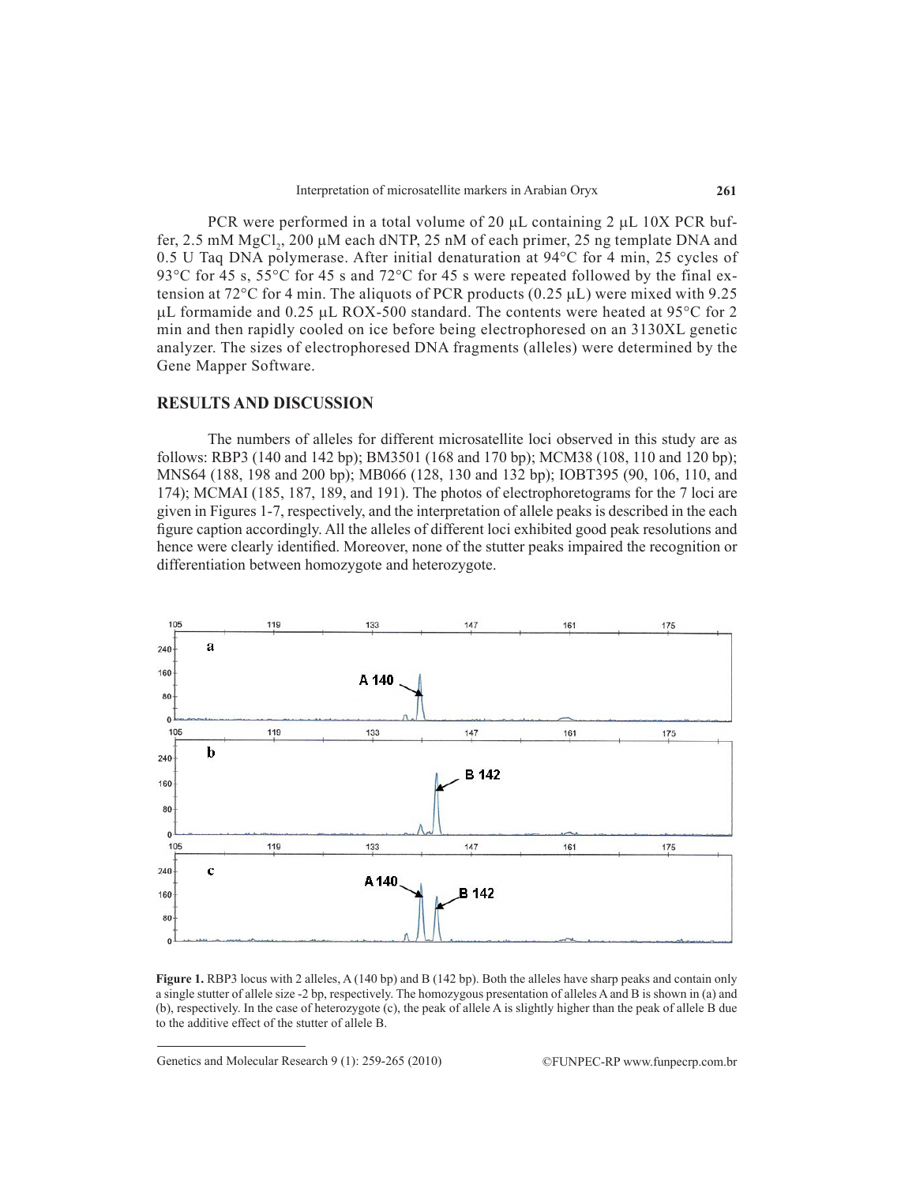PCR were performed in a total volume of 20 μL containing 2 μL 10X PCR buffer, 2.5 mM $MgCl_2$, 200 μM each dNTP, 25 nM of each primer, 25 ng template DNA and 0.5 U Taq DNA polymerase. After initial denaturation at 94°C for 4 min, 25 cycles of 93°C for 45 s, 55°C for 45 s and 72°C for 45 s were repeated followed by the final extension at 72°C for 4 min. The aliquots of PCR products (0.25 μL) were mixed with 9.25 μL formamide and 0.25 μL ROX-500 standard. The contents were heated at 95°C for 2 min and then rapidly cooled on ice before being electrophoresed on an 3130XL genetic analyzer. The sizes of electrophoresed DNA fragments (alleles) were determined by the Gene Mapper Software.

## RESULTS AND DISCUSSION

The numbers of alleles for different microsatellite loci observed in this study are as follows: RBP3 (140 and 142 bp); BM3501 (168 and 170 bp); MCM38 (108, 110 and 120 bp); MNS64 (188, 198 and 200 bp); MB066 (128, 130 and 132 bp); IOBT395 (90, 106, 110, and 174); MCMAI (185, 187, 189, and 191). The photos of electrophoretograms for the 7 loci are given in Figures 1-7, respectively, and the interpretation of allele peaks is described in the each figure caption accordingly. All the alleles of different loci exhibited good peak resolutions and hence were clearly identified. Moreover, none of the stutter peaks impaired the recognition or differentiation between homozygote and heterozygote.

**Figure 1.** RBP3 locus with 2 alleles, A (140 bp) and B (142 bp). Both the alleles have sharp peaks and contain only a single stutter of allele size -2 bp, respectively. The homozygous presentation of alleles A and B is shown in (a) and (b), respectively. In the case of heterozygote (c), the peak of allele A is slightly higher than the peak of allele B due to the additive effect of the stutter of allele B.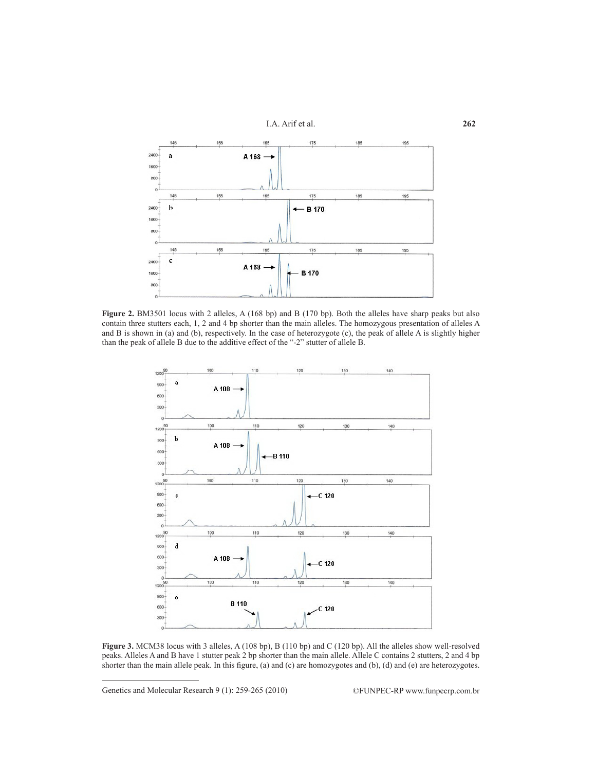**Figure 2.** BM3501 locus with 2 alleles, A (168 bp) and B (170 bp). Both the alleles have sharp peaks but also contain three stutters each, 1, 2 and 4 bp shorter than the main alleles. The homozygous presentation of alleles A and B is shown in (a) and (b), respectively. In the case of heterozygote (c), the peak of allele A is slightly higher than the peak of allele B due to the additive effect of the "-2" stutter of allele B.

**Figure 3.** MCM38 locus with 3 alleles, A (108 bp), B (110 bp) and C (120 bp). All the alleles show well-resolved peaks. Alleles A and B have 1 stutter peak 2 bp shorter than the main allele. Allele C contains 2 stutters, 2 and 4 bp shorter than the main allele peak. In this figure, (a) and (c) are homozygotes and (b), (d) and (e) are heterozygotes.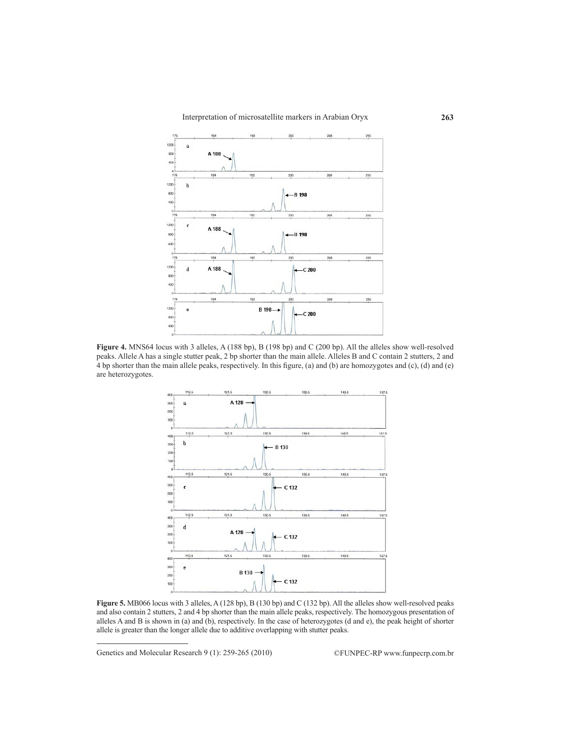**Figure 4.** MNS64 locus with 3 alleles, A (188 bp), B (198 bp) and C (200 bp). All the alleles show well-resolved peaks. Allele A has a single stutter peak, 2 bp shorter than the main allele. Alleles B and C contain 2 stutters, 2 and 4 bp shorter than the main allele peaks, respectively. In this figure, (a) and (b) are homozygotes and (c), (d) and (e) are heterozygotes.

**Figure 5.** MB066 locus with 3 alleles, A (128 bp), B (130 bp) and C (132 bp). All the alleles show well-resolved peaks and also contain 2 stutters, 2 and 4 bp shorter than the main allele peaks, respectively. The homozygous presentation of alleles A and B is shown in (a) and (b), respectively. In the case of heterozygotes (d and e), the peak height of shorter allele is greater than the longer allele due to additive overlapping with stutter peaks.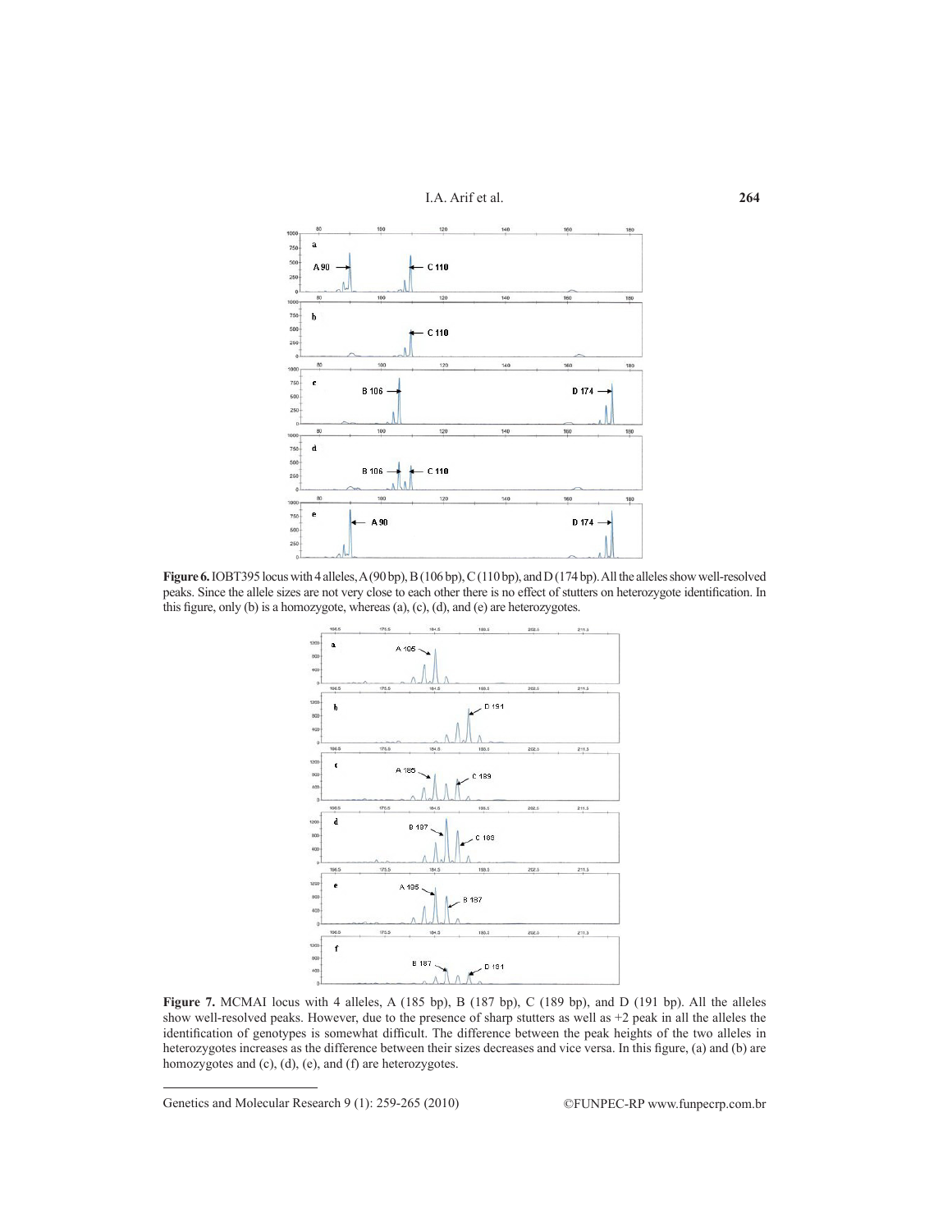**Figure 6.** IOBT395 locus with 4 alleles, A (90 bp), B (106 bp), C (110 bp), and D (174 bp). All the alleles show well-resolved peaks. Since the allele sizes are not very close to each other there is no effect of stutters on heterozygote identification. In this figure, only (b) is a homozygote, whereas (a), (c), (d), and (e) are heterozygotes.

**Figure 7.** MCMAI locus with 4 alleles, A (185 bp), B (187 bp), C (189 bp), and D (191 bp). All the alleles show well-resolved peaks. However, due to the presence of sharp stutters as well as +2 peak in all the alleles the identification of genotypes is somewhat difficult. The difference between the peak heights of the two alleles in heterozygotes increases as the difference between their sizes decreases and vice versa. In this figure, (a) and (b) are homozygotes and (c), (d), (e), and (f) are heterozygotes.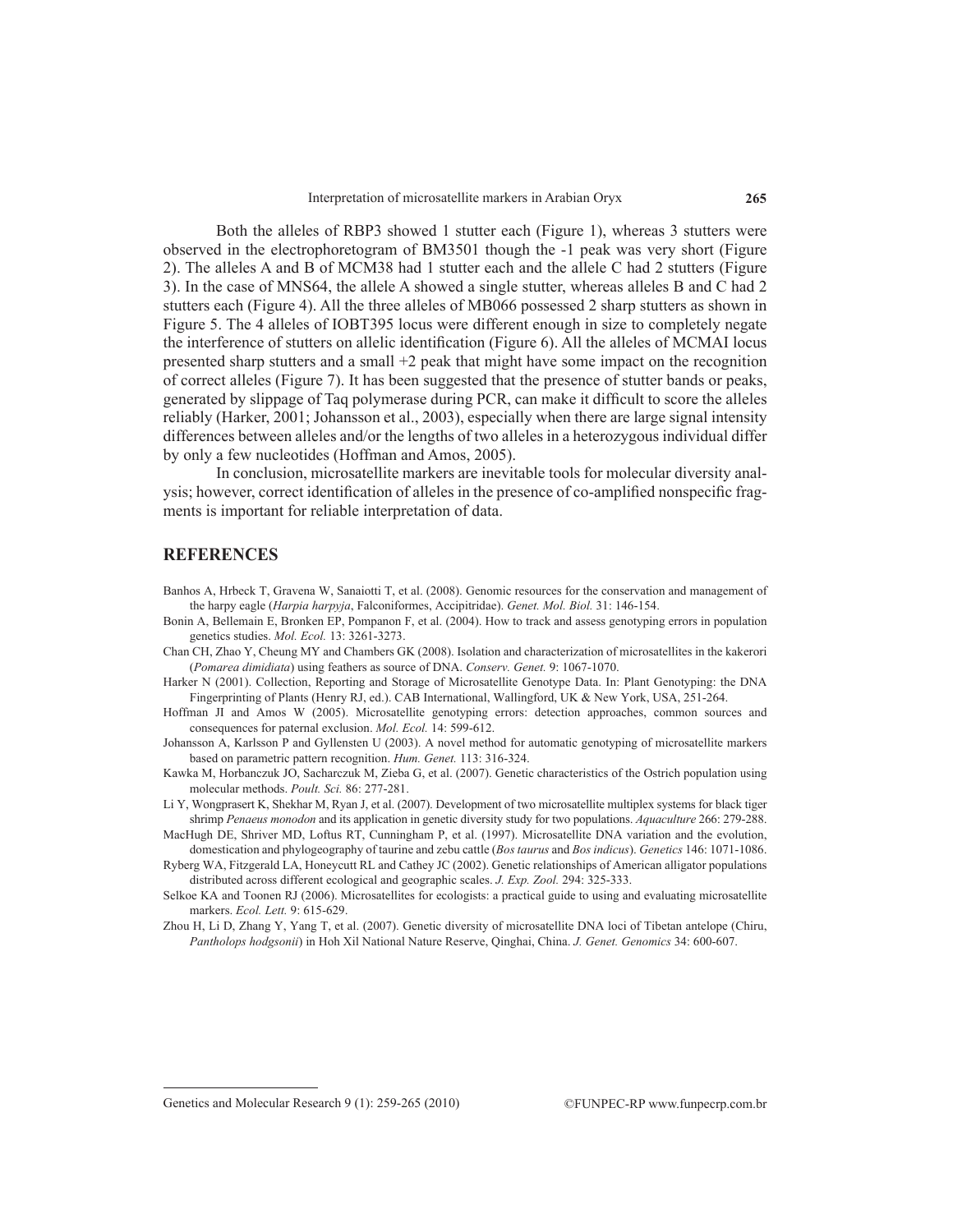Both the alleles of RBP3 showed 1 stutter each (Figure 1), whereas 3 stutters were observed in the electrophoretogram of BM3501 though the -1 peak was very short (Figure 2). The alleles A and B of MCM38 had 1 stutter each and the allele C had 2 stutters (Figure 3). In the case of MNS64, the allele A showed a single stutter, whereas alleles B and C had 2 stutters each (Figure 4). All the three alleles of MB066 possessed 2 sharp stutters as shown in Figure 5. The 4 alleles of IOBT395 locus were different enough in size to completely negate the interference of stutters on allelic identification (Figure 6). All the alleles of MCMAI locus presented sharp stutters and a small +2 peak that might have some impact on the recognition of correct alleles (Figure 7). It has been suggested that the presence of stutter bands or peaks, generated by slippage of Taq polymerase during PCR, can make it difficult to score the alleles reliably (Harker, 2001; Johansson et al., 2003), especially when there are large signal intensity differences between alleles and/or the lengths of two alleles in a heterozygous individual differ by only a few nucleotides (Hoffman and Amos, 2005).

In conclusion, microsatellite markers are inevitable tools for molecular diversity analysis; however, correct identification of alleles in the presence of co-amplified nonspecific fragments is important for reliable interpretation of data.

## REFERENCES

Banhos A, Hrbeck T, Gravena W, Sanaiotti T, et al. (2008). Genomic resources for the conservation and management of the harpy eagle (*Harpia harpyja*, Falconiformes, Accipitridae). *Genet. Mol. Biol.* 31: 146-154.

Bonin A, Bellemain E, Bronken EP, Pompanon F, et al. (2004). How to track and assess genotyping errors in population genetics studies. *Mol. Ecol.* 13: 3261-3273.

Chan CH, Zhao Y, Cheung MY and Chambers GK (2008). Isolation and characterization of microsatellites in the kakerori (*Pomarea dimidiata*) using feathers as source of DNA. *Conserv. Genet.* 9: 1067-1070.

Harker N (2001). Collection, Reporting and Storage of Microsatellite Genotype Data. In: Plant Genotyping: the DNA Fingerprinting of Plants (Henry RJ, ed.). CAB International, Wallingford, UK & New York, USA, 251-264.

Hoffman JI and Amos W (2005). Microsatellite genotyping errors: detection approaches, common sources and consequences for paternal exclusion. *Mol. Ecol.* 14: 599-612.

Johansson A, Karlsson P and Gyllensten U (2003). A novel method for automatic genotyping of microsatellite markers based on parametric pattern recognition. *Hum. Genet.* 113: 316-324.

Kawka M, Horbanczuk JO, Sacharczuk M, Zieba G, et al. (2007). Genetic characteristics of the Ostrich population using molecular methods. *Poult. Sci.* 86: 277-281.

Li Y, Wongprasert K, Shekhar M, Ryan J, et al. (2007). Development of two microsatellite multiplex systems for black tiger shrimp *Penaeus monodon* and its application in genetic diversity study for two populations. *Aquaculture* 266: 279-288.

MacHugh DE, Shriver MD, Loftus RT, Cunningham P, et al. (1997). Microsatellite DNA variation and the evolution, domestication and phylogeography of taurine and zebu cattle (*Bos taurus* and *Bos indicus*). *Genetics* 146: 1071-1086.

Ryberg WA, Fitzgerald LA, Honeycutt RL and Cathey JC (2002). Genetic relationships of American alligator populations distributed across different ecological and geographic scales. *J. Exp. Zool.* 294: 325-333.

Selkoe KA and Toonen RJ (2006). Microsatellites for ecologists: a practical guide to using and evaluating microsatellite markers. *Ecol. Lett.* 9: 615-629.

Zhou H, Li D, Zhang Y, Yang T, et al. (2007). Genetic diversity of microsatellite DNA loci of Tibetan antelope (Chiru, *Pantholops hodgsonii*) in Hoh Xil National Nature Reserve, Qinghai, China. *J. Genet. Genomics* 34: 600-607.